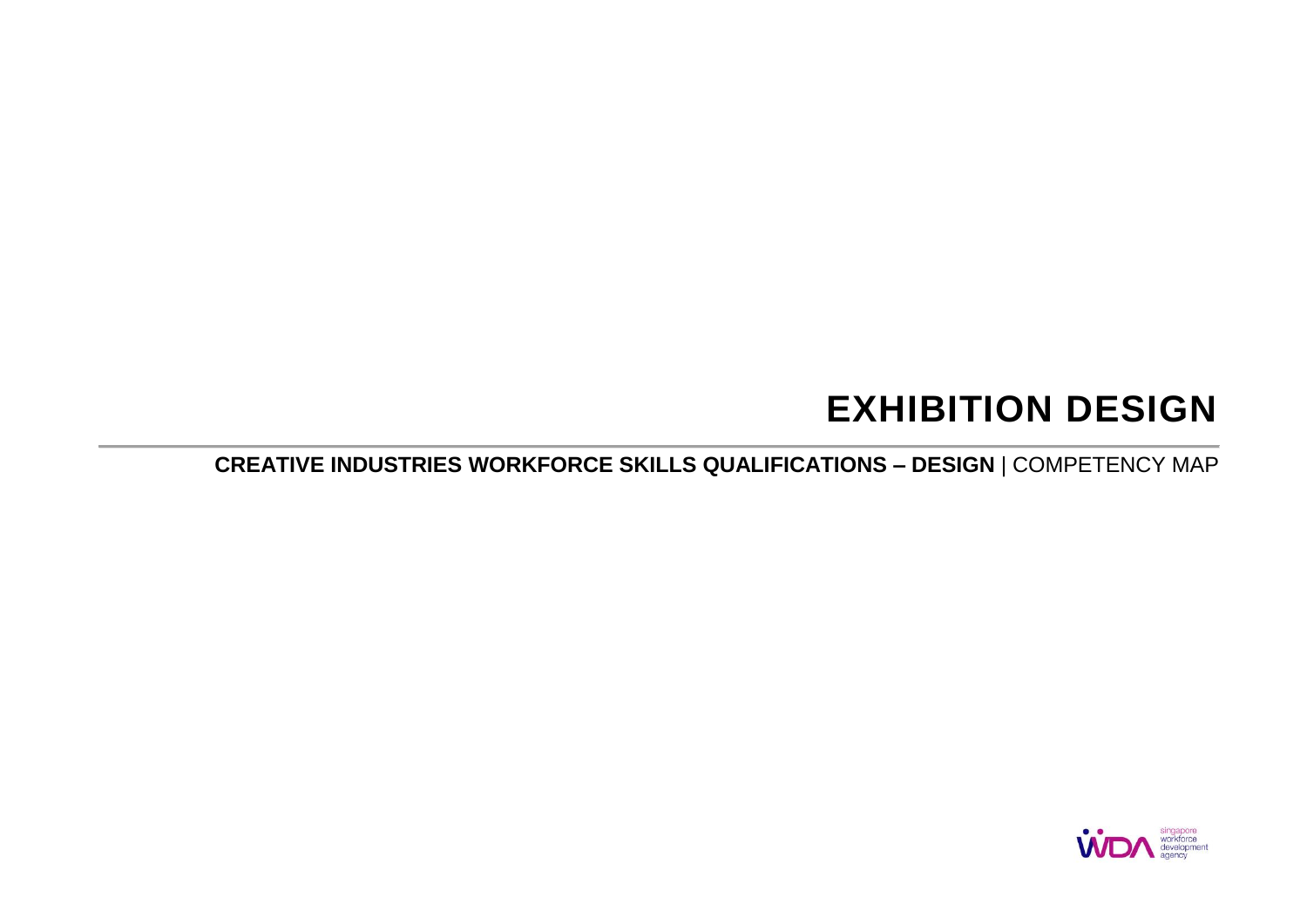# EXHIBITION DESIGN

**CREATIVE INDUSTRIES WORKFORCE SKILLS QUALIFICATIONS – DESIGN** | COMPETENCY MAP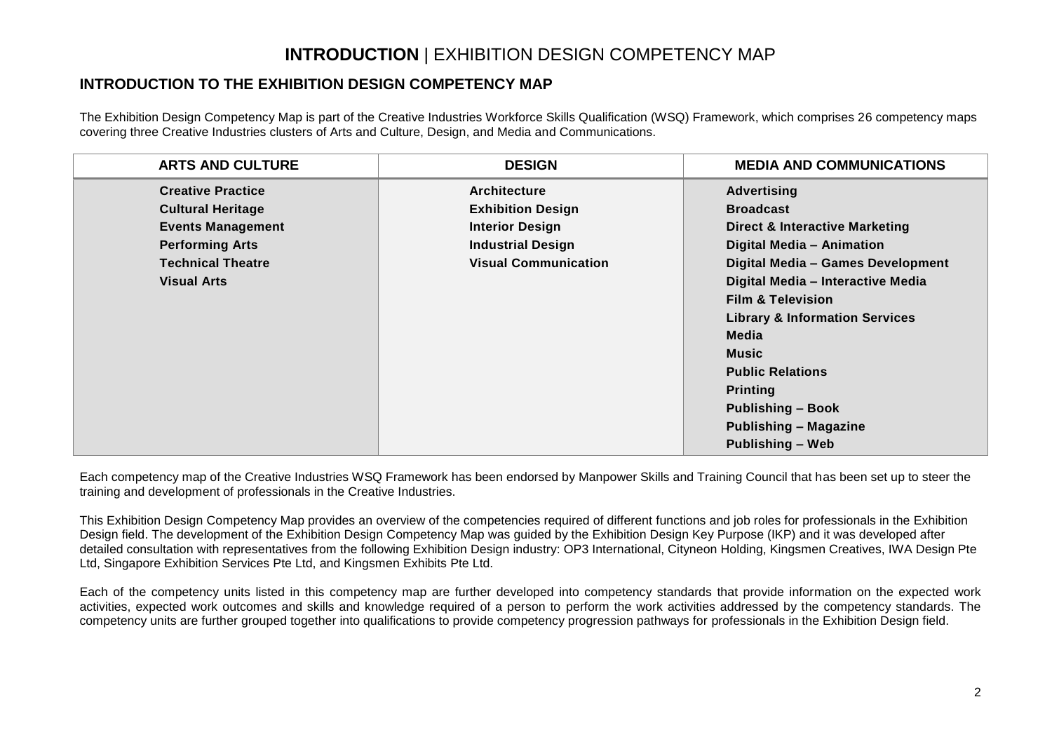# **INTRODUCTION** | EXHIBITION DESIGN COMPETENCY MAP

## INTRODUCTION TO THE EXHIBITION DESIGN COMPETENCY MAP

The Exhibition Design Competency Map is part of the Creative Industries Workforce Skills Qualification (WSQ) Framework, which comprises 26 competency maps covering three Creative Industries clusters of Arts and Culture, Design, and Media and Communications.

| ARTS AND CULTURE | DESIGN | MEDIA AND COMMUNICATIONS |
|---|---|---|
| **Creative Practice** | **Architecture** | **Advertising** |
| **Cultural Heritage** | **Exhibition Design** | **Broadcast** |
| **Events Management** | **Interior Design** | **Direct & Interactive Marketing** |
| **Performing Arts** | **Industrial Design** | **Digital Media – Animation** |
| **Technical Theatre** | **Visual Communication** | **Digital Media – Games Development** |
| **Visual Arts** | | **Digital Media – Interactive Media** |
| | | **Film & Television** |
| | | **Library & Information Services** |
| | | **Media** |
| | | **Music** |
| | | **Public Relations** |
| | | **Printing** |
| | | **Publishing – Book** |
| | | **Publishing – Magazine** |
| | | **Publishing – Web** |

Each competency map of the Creative Industries WSQ Framework has been endorsed by Manpower Skills and Training Council that has been set up to steer the training and development of professionals in the Creative Industries.

This Exhibition Design Competency Map provides an overview of the competencies required of different functions and job roles for professionals in the Exhibition Design field. The development of the Exhibition Design Competency Map was guided by the Exhibition Design Key Purpose (IKP) and it was developed after detailed consultation with representatives from the following Exhibition Design industry: OP3 International, Cityneon Holding, Kingsmen Creatives, IWA Design Pte Ltd, Singapore Exhibition Services Pte Ltd, and Kingsmen Exhibits Pte Ltd.

Each of the competency units listed in this competency map are further developed into competency standards that provide information on the expected work activities, expected work outcomes and skills and knowledge required of a person to perform the work activities addressed by the competency standards. The competency units are further grouped together into qualifications to provide competency progression pathways for professionals in the Exhibition Design field.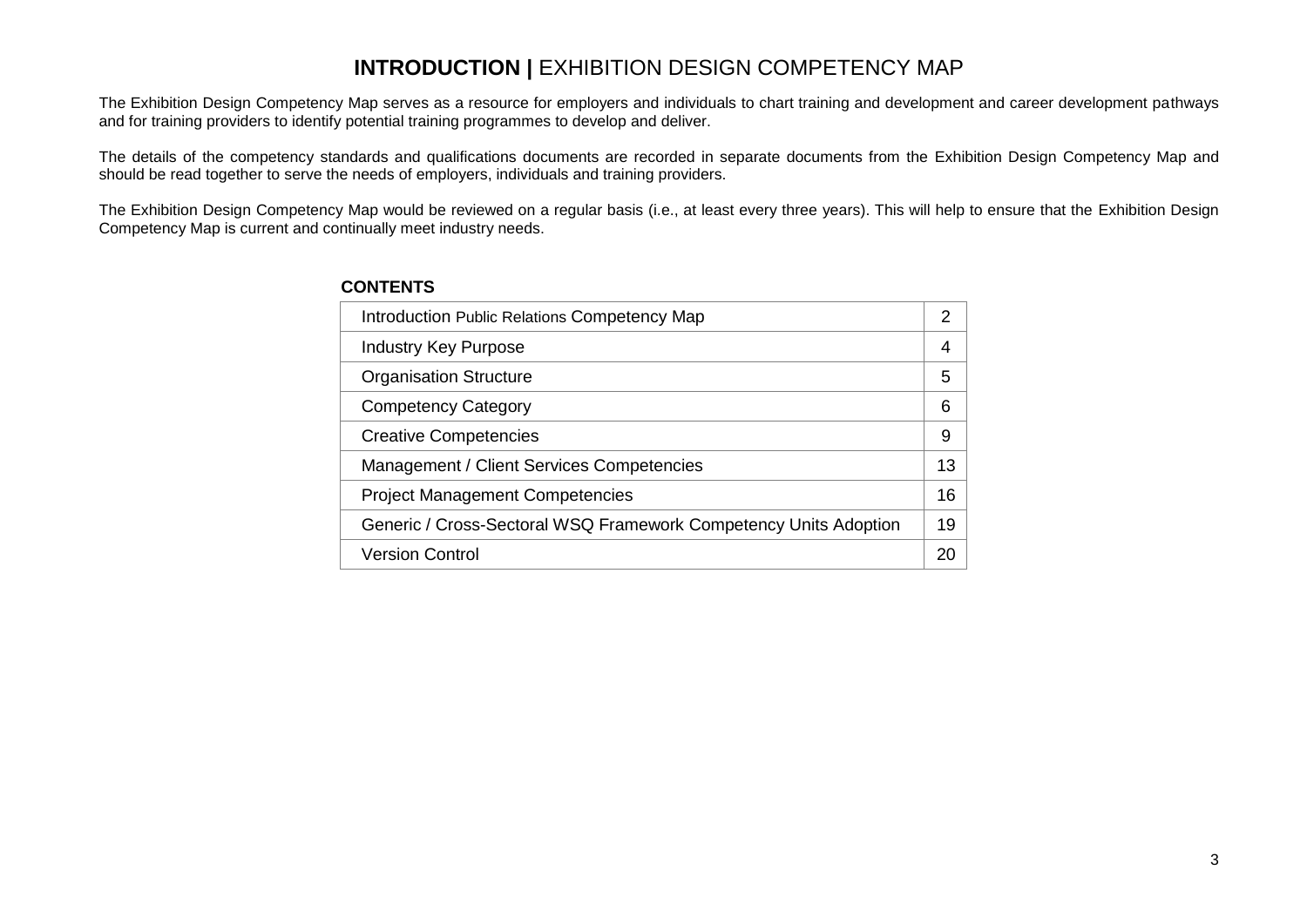# **INTRODUCTION |** EXHIBITION DESIGN COMPETENCY MAP

The Exhibition Design Competency Map serves as a resource for employers and individuals to chart training and development and career development pathways and for training providers to identify potential training programmes to develop and deliver.

The details of the competency standards and qualifications documents are recorded in separate documents from the Exhibition Design Competency Map and should be read together to serve the needs of employers, individuals and training providers.

The Exhibition Design Competency Map would be reviewed on a regular basis (i.e., at least every three years). This will help to ensure that the Exhibition Design Competency Map is current and continually meet industry needs.

**CONTENTS**

| | |
|---|---|
| Introduction Public Relations Competency Map | 2 |
| Industry Key Purpose | 4 |
| Organisation Structure | 5 |
| Competency Category | 6 |
| Creative Competencies | 9 |
| Management / Client Services Competencies | 13 |
| Project Management Competencies | 16 |
| Generic / Cross-Sectoral WSQ Framework Competency Units Adoption | 19 |
| Version Control | 20 |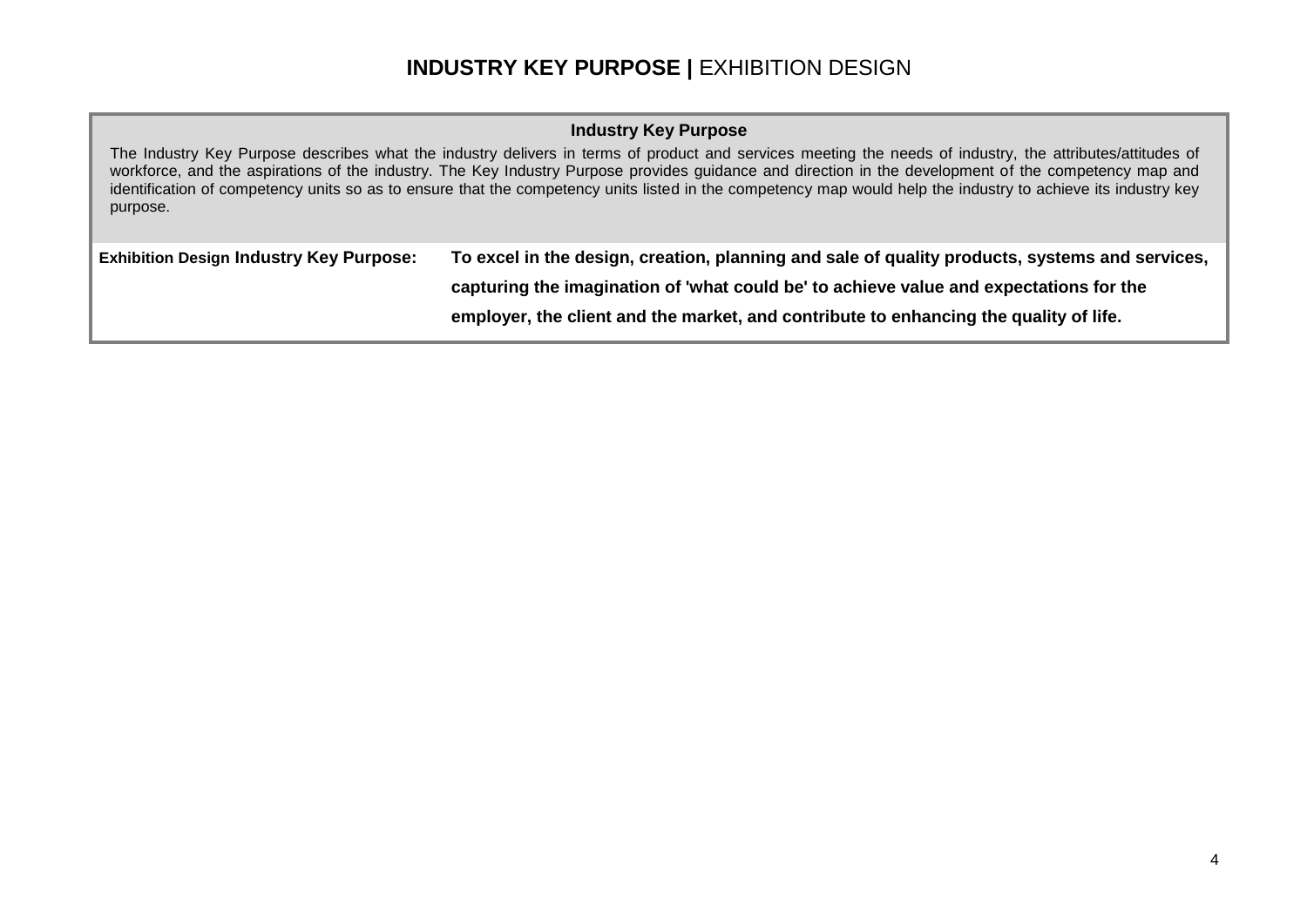# **INDUSTRY KEY PURPOSE |** EXHIBITION DESIGN

**Industry Key Purpose**

The Industry Key Purpose describes what the industry delivers in terms of product and services meeting the needs of industry, the attributes/attitudes of workforce, and the aspirations of the industry. The Key Industry Purpose provides guidance and direction in the development of the competency map and identification of competency units so as to ensure that the competency units listed in the competency map would help the industry to achieve its industry key purpose.

| **Exhibition Design Industry Key Purpose:** | **To excel in the design, creation, planning and sale of quality products, systems and services, capturing the imagination of 'what could be' to achieve value and expectations for the employer, the client and the market, and contribute to enhancing the quality of life.** |
|---|---|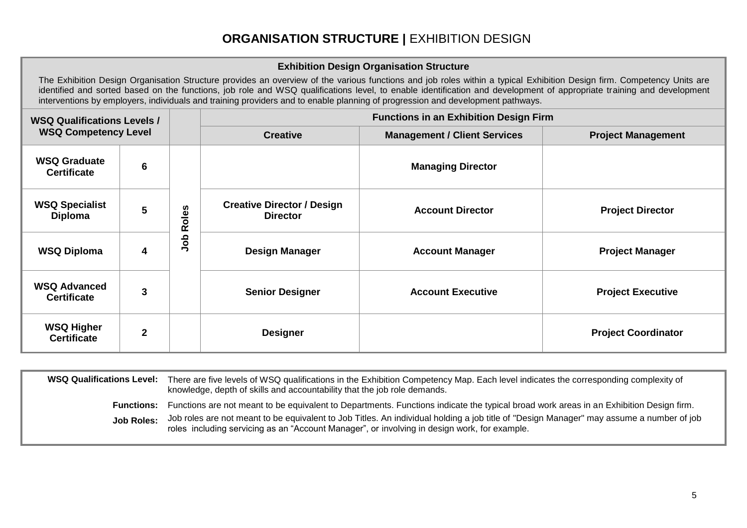# **ORGANISATION STRUCTURE |** EXHIBITION DESIGN

**Exhibition Design Organisation Structure**

The Exhibition Design Organisation Structure provides an overview of the various functions and job roles within a typical Exhibition Design firm. Competency Units are identified and sorted based on the functions, job role and WSQ qualifications level, to enable identification and development of appropriate training and development interventions by employers, individuals and training providers and to enable planning of progression and development pathways.

| WSQ Qualifications Levels / WSQ Competency Level | | | Functions in an Exhibition Design Firm | | |
|---|---|---|---|---|---|
| | | | **Creative** | **Management / Client Services** | **Project Management** |
| **WSQ Graduate Certificate** | **6** | **Job Roles** | | **Managing Director** | |
| **WSQ Specialist Diploma** | **5** | | **Creative Director / Design Director** | **Account Director** | **Project Director** |
| **WSQ Diploma** | **4** | | **Design Manager** | **Account Manager** | **Project Manager** |
| **WSQ Advanced Certificate** | **3** | | **Senior Designer** | **Account Executive** | **Project Executive** |
| **WSQ Higher Certificate** | **2** | | **Designer** | | **Project Coordinator** |

**WSQ Qualifications Level:** There are five levels of WSQ qualifications in the Exhibition Competency Map. Each level indicates the corresponding complexity of knowledge, depth of skills and accountability that the job role demands.

**Functions:** Functions are not meant to be equivalent to Departments. Functions indicate the typical broad work areas in an Exhibition Design firm.

**Job Roles:** Job roles are not meant to be equivalent to Job Titles. An individual holding a job title of "Design Manager" may assume a number of job roles including servicing as an "Account Manager", or involving in design work, for example.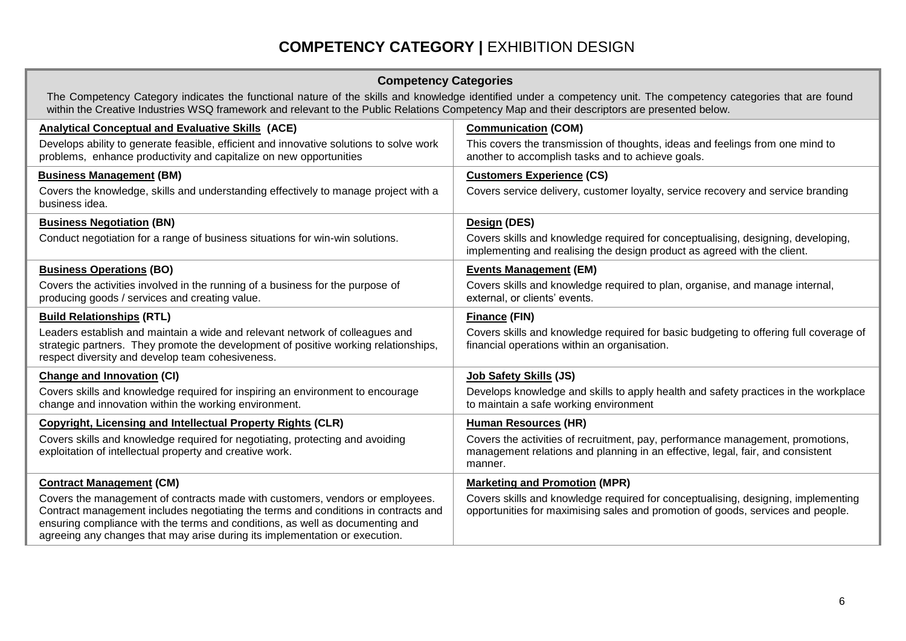# **COMPETENCY CATEGORY |** EXHIBITION DESIGN

## Competency Categories

The Competency Category indicates the functional nature of the skills and knowledge identified under a competency unit. The competency categories that are found within the Creative Industries WSQ framework and relevant to the Public Relations Competency Map and their descriptors are presented below.

| | |
|---|---|
| **Analytical Conceptual and Evaluative Skills (ACE)**<br>Develops ability to generate feasible, efficient and innovative solutions to solve work problems, enhance productivity and capitalize on new opportunities | **Communication (COM)**<br>This covers the transmission of thoughts, ideas and feelings from one mind to another to accomplish tasks and to achieve goals. |
| **Business Management (BM)**<br>Covers the knowledge, skills and understanding effectively to manage project with a business idea. | **Customers Experience (CS)**<br>Covers service delivery, customer loyalty, service recovery and service branding |
| **Business Negotiation (BN)**<br>Conduct negotiation for a range of business situations for win-win solutions. | **Design (DES)**<br>Covers skills and knowledge required for conceptualising, designing, developing, implementing and realising the design product as agreed with the client. |
| **Business Operations (BO)**<br>Covers the activities involved in the running of a business for the purpose of producing goods / services and creating value. | **Events Management (EM)**<br>Covers skills and knowledge required to plan, organise, and manage internal, external, or clients' events. |
| **Build Relationships (RTL)**<br>Leaders establish and maintain a wide and relevant network of colleagues and strategic partners. They promote the development of positive working relationships, respect diversity and develop team cohesiveness. | **Finance (FIN)**<br>Covers skills and knowledge required for basic budgeting to offering full coverage of financial operations within an organisation. |
| **Change and Innovation (CI)**<br>Covers skills and knowledge required for inspiring an environment to encourage change and innovation within the working environment. | **Job Safety Skills (JS)**<br>Develops knowledge and skills to apply health and safety practices in the workplace to maintain a safe working environment |
| **Copyright, Licensing and Intellectual Property Rights (CLR)**<br>Covers skills and knowledge required for negotiating, protecting and avoiding exploitation of intellectual property and creative work. | **Human Resources (HR)**<br>Covers the activities of recruitment, pay, performance management, promotions, management relations and planning in an effective, legal, fair, and consistent manner. |
| **Contract Management (CM)**<br>Covers the management of contracts made with customers, vendors or employees. Contract management includes negotiating the terms and conditions in contracts and ensuring compliance with the terms and conditions, as well as documenting and agreeing any changes that may arise during its implementation or execution. | **Marketing and Promotion (MPR)**<br>Covers skills and knowledge required for conceptualising, designing, implementing opportunities for maximising sales and promotion of goods, services and people. |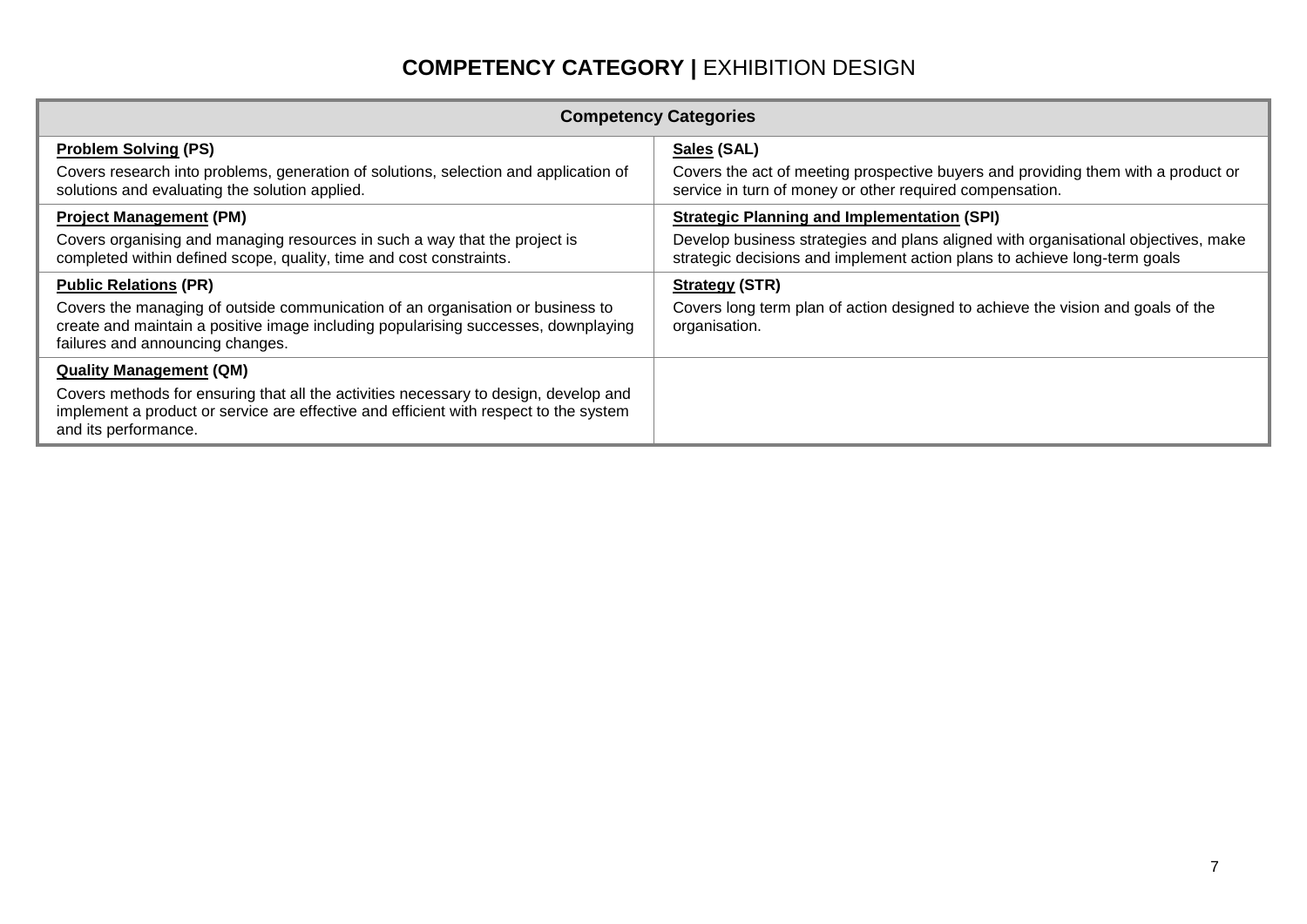# **COMPETENCY CATEGORY |** EXHIBITION DESIGN

| Competency Categories | |
|---|---|
| **Problem Solving (PS)**<br>Covers research into problems, generation of solutions, selection and application of solutions and evaluating the solution applied. | **Sales (SAL)**<br>Covers the act of meeting prospective buyers and providing them with a product or service in turn of money or other required compensation. |
| **Project Management (PM)**<br>Covers organising and managing resources in such a way that the project is completed within defined scope, quality, time and cost constraints. | **Strategic Planning and Implementation (SPI)**<br>Develop business strategies and plans aligned with organisational objectives, make strategic decisions and implement action plans to achieve long-term goals |
| **Public Relations (PR)**<br>Covers the managing of outside communication of an organisation or business to create and maintain a positive image including popularising successes, downplaying failures and announcing changes. | **Strategy (STR)**<br>Covers long term plan of action designed to achieve the vision and goals of the organisation. |
| **Quality Management (QM)**<br>Covers methods for ensuring that all the activities necessary to design, develop and implement a product or service are effective and efficient with respect to the system and its performance. | |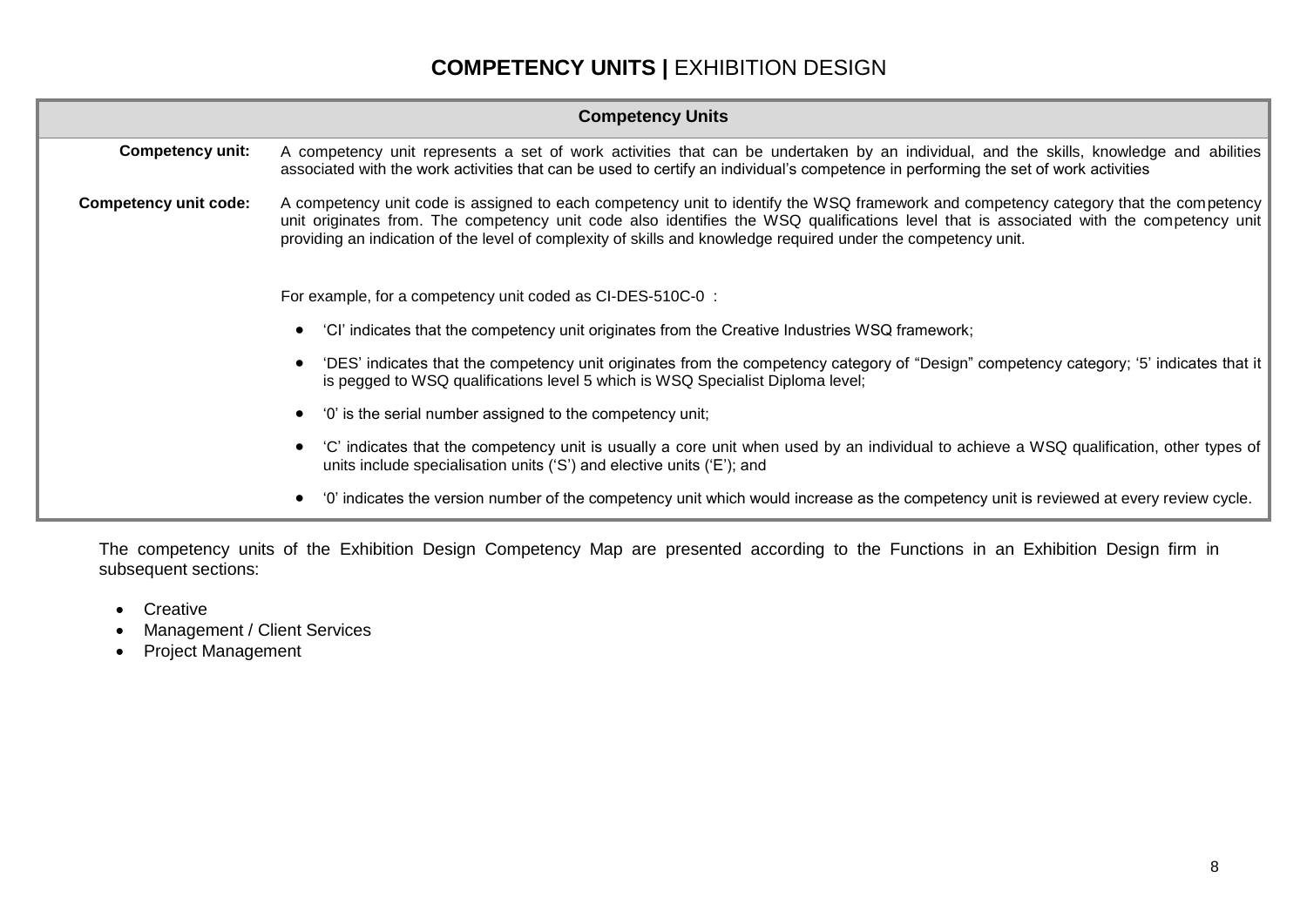# **COMPETENCY UNITS |** EXHIBITION DESIGN

| Competency Units | |
|---|---|
| **Competency unit:** | A competency unit represents a set of work activities that can be undertaken by an individual, and the skills, knowledge and abilities associated with the work activities that can be used to certify an individual's competence in performing the set of work activities |
| **Competency unit code:** | A competency unit code is assigned to each competency unit to identify the WSQ framework and competency category that the competency unit originates from. The competency unit code also identifies the WSQ qualifications level that is associated with the competency unit providing an indication of the level of complexity of skills and knowledge required under the competency unit.<br><br>For example, for a competency unit coded as CI-DES-510C-0 :<br>• 'CI' indicates that the competency unit originates from the Creative Industries WSQ framework;<br>• 'DES' indicates that the competency unit originates from the competency category of "Design" competency category; '5' indicates that it is pegged to WSQ qualifications level 5 which is WSQ Specialist Diploma level;<br>• '0' is the serial number assigned to the competency unit;<br>• 'C' indicates that the competency unit is usually a core unit when used by an individual to achieve a WSQ qualification, other types of units include specialisation units ('S') and elective units ('E'); and<br>• '0' indicates the version number of the competency unit which would increase as the competency unit is reviewed at every review cycle. |

The competency units of the Exhibition Design Competency Map are presented according to the Functions in an Exhibition Design firm in subsequent sections:

- Creative
- Management / Client Services
- Project Management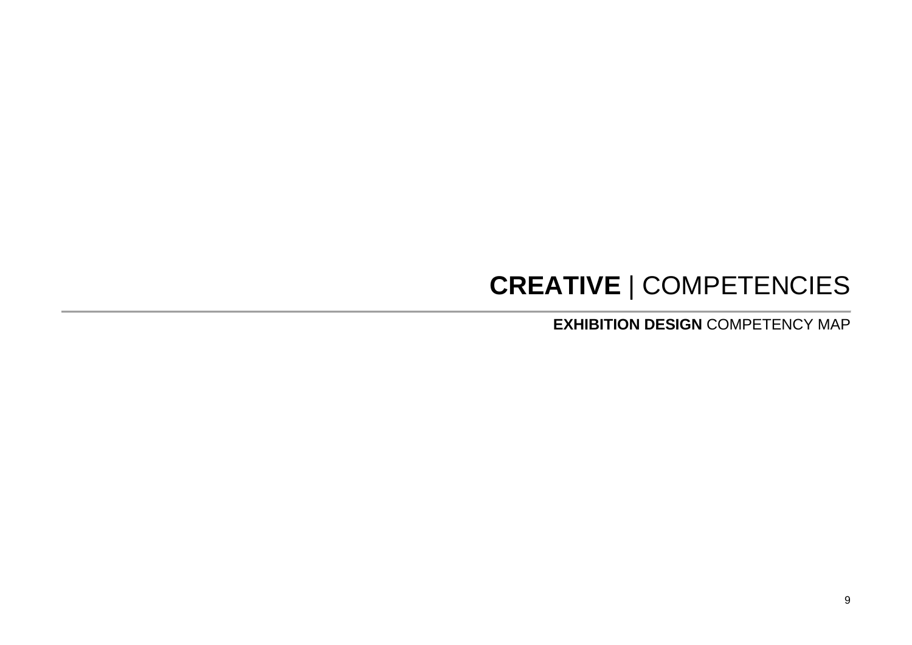# **CREATIVE** | COMPETENCIES

---

**EXHIBITION DESIGN** COMPETENCY MAP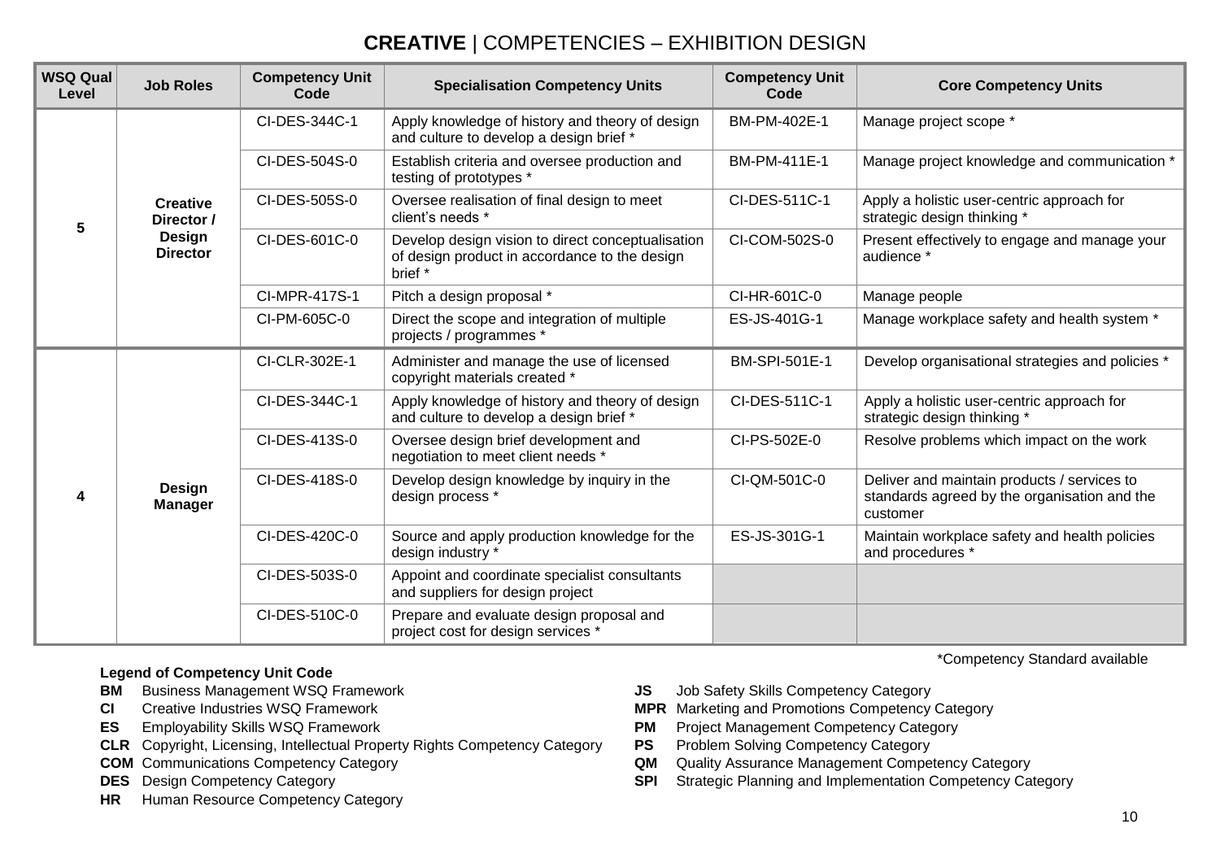# **CREATIVE** | COMPETENCIES – EXHIBITION DESIGN

| WSQ Qual Level | Job Roles | Competency Unit Code | Specialisation Competency Units | Competency Unit Code | Core Competency Units |
|---|---|---|---|---|---|
| 5 | **Creative Director / Design Director** | CI-DES-344C-1 | Apply knowledge of history and theory of design and culture to develop a design brief * | BM-PM-402E-1 | Manage project scope * |
| | | CI-DES-504S-0 | Establish criteria and oversee production and testing of prototypes * | BM-PM-411E-1 | Manage project knowledge and communication * |
| | | CI-DES-505S-0 | Oversee realisation of final design to meet client's needs * | CI-DES-511C-1 | Apply a holistic user-centric approach for strategic design thinking * |
| | | CI-DES-601C-0 | Develop design vision to direct conceptualisation of design product in accordance to the design brief * | CI-COM-502S-0 | Present effectively to engage and manage your audience * |
| | | CI-MPR-417S-1 | Pitch a design proposal * | CI-HR-601C-0 | Manage people |
| | | CI-PM-605C-0 | Direct the scope and integration of multiple projects / programmes * | ES-JS-401G-1 | Manage workplace safety and health system * |
| 4 | **Design Manager** | CI-CLR-302E-1 | Administer and manage the use of licensed copyright materials created * | BM-SPI-501E-1 | Develop organisational strategies and policies * |
| | | CI-DES-344C-1 | Apply knowledge of history and theory of design and culture to develop a design brief * | CI-DES-511C-1 | Apply a holistic user-centric approach for strategic design thinking * |
| | | CI-DES-413S-0 | Oversee design brief development and negotiation to meet client needs * | CI-PS-502E-0 | Resolve problems which impact on the work |
| | | CI-DES-418S-0 | Develop design knowledge by inquiry in the design process * | CI-QM-501C-0 | Deliver and maintain products / services to standards agreed by the organisation and the customer |
| | | CI-DES-420C-0 | Source and apply production knowledge for the design industry * | ES-JS-301G-1 | Maintain workplace safety and health policies and procedures * |
| | | CI-DES-503S-0 | Appoint and coordinate specialist consultants and suppliers for design project | | |
| | | CI-DES-510C-0 | Prepare and evaluate design proposal and project cost for design services * | | |

*Competency Standard available

**Legend of Competency Unit Code**

- **BM** Business Management WSQ Framework
- **CI** Creative Industries WSQ Framework
- **ES** Employability Skills WSQ Framework
- **CLR** Copyright, Licensing, Intellectual Property Rights Competency Category
- **COM** Communications Competency Category
- **DES** Design Competency Category
- **HR** Human Resource Competency Category
- **JS** Job Safety Skills Competency Category
- **MPR** Marketing and Promotions Competency Category
- **PM** Project Management Competency Category
- **PS** Problem Solving Competency Category
- **QM** Quality Assurance Management Competency Category
- **SPI** Strategic Planning and Implementation Competency Category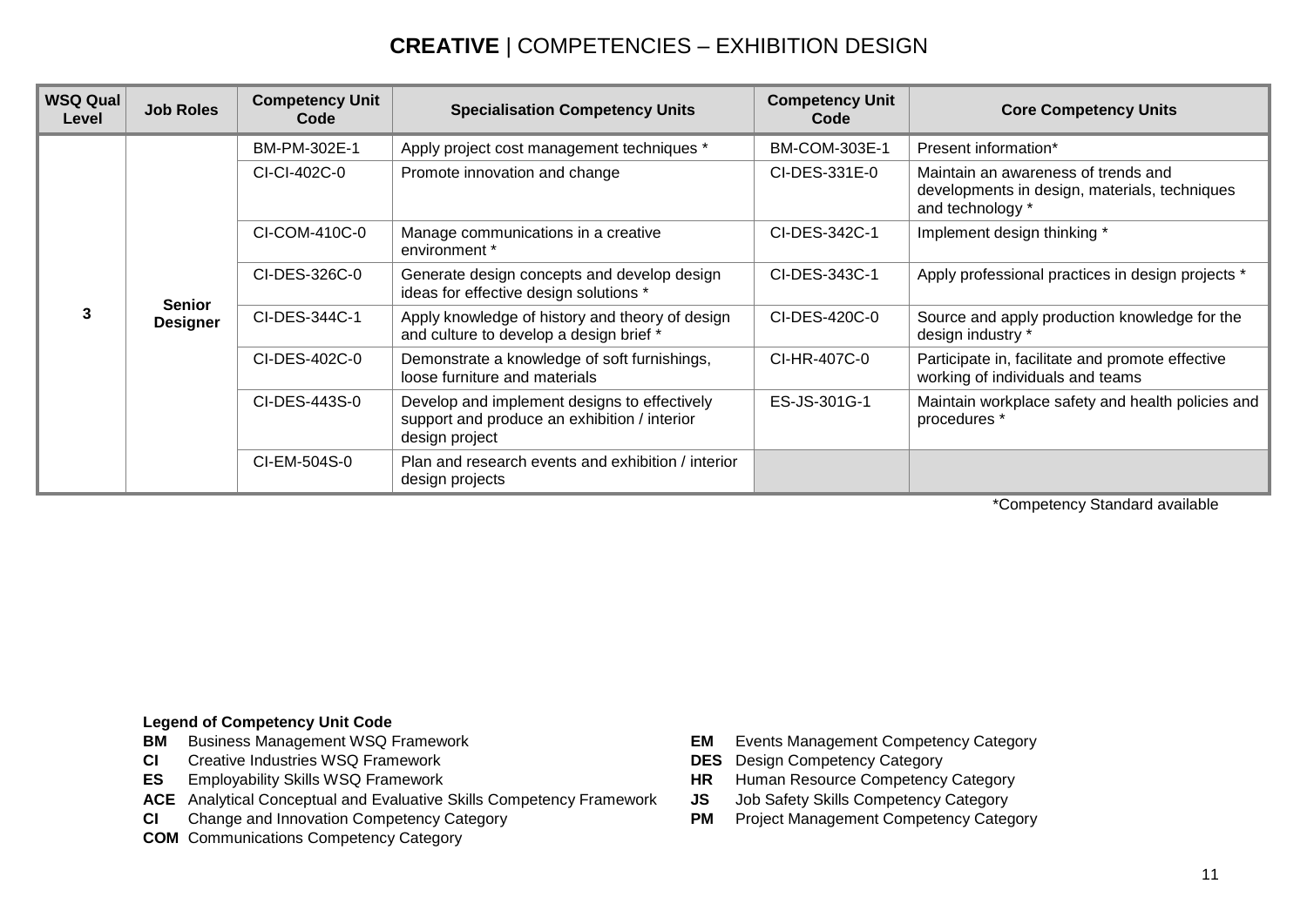# **CREATIVE** | COMPETENCIES – EXHIBITION DESIGN

| WSQ Qual Level | Job Roles | Competency Unit Code | Specialisation Competency Units | Competency Unit Code | Core Competency Units |
|---|---|---|---|---|---|
| 3 | Senior Designer | BM-PM-302E-1 | Apply project cost management techniques * | BM-COM-303E-1 | Present information* |
| | | CI-CI-402C-0 | Promote innovation and change | CI-DES-331E-0 | Maintain an awareness of trends and developments in design, materials, techniques and technology * |
| | | CI-COM-410C-0 | Manage communications in a creative environment * | CI-DES-342C-1 | Implement design thinking * |
| | | CI-DES-326C-0 | Generate design concepts and develop design ideas for effective design solutions * | CI-DES-343C-1 | Apply professional practices in design projects * |
| | | CI-DES-344C-1 | Apply knowledge of history and theory of design and culture to develop a design brief * | CI-DES-420C-0 | Source and apply production knowledge for the design industry * |
| | | CI-DES-402C-0 | Demonstrate a knowledge of soft furnishings, loose furniture and materials | CI-HR-407C-0 | Participate in, facilitate and promote effective working of individuals and teams |
| | | CI-DES-443S-0 | Develop and implement designs to effectively support and produce an exhibition / interior design project | ES-JS-301G-1 | Maintain workplace safety and health policies and procedures * |
| | | CI-EM-504S-0 | Plan and research events and exhibition / interior design projects | | |

*Competency Standard available

**Legend of Competency Unit Code**

- **BM** Business Management WSQ Framework
- **CI** Creative Industries WSQ Framework
- **ES** Employability Skills WSQ Framework
- **ACE** Analytical Conceptual and Evaluative Skills Competency Framework
- **CI** Change and Innovation Competency Category
- **COM** Communications Competency Category
- **EM** Events Management Competency Category
- **DES** Design Competency Category
- **HR** Human Resource Competency Category
- **JS** Job Safety Skills Competency Category
- **PM** Project Management Competency Category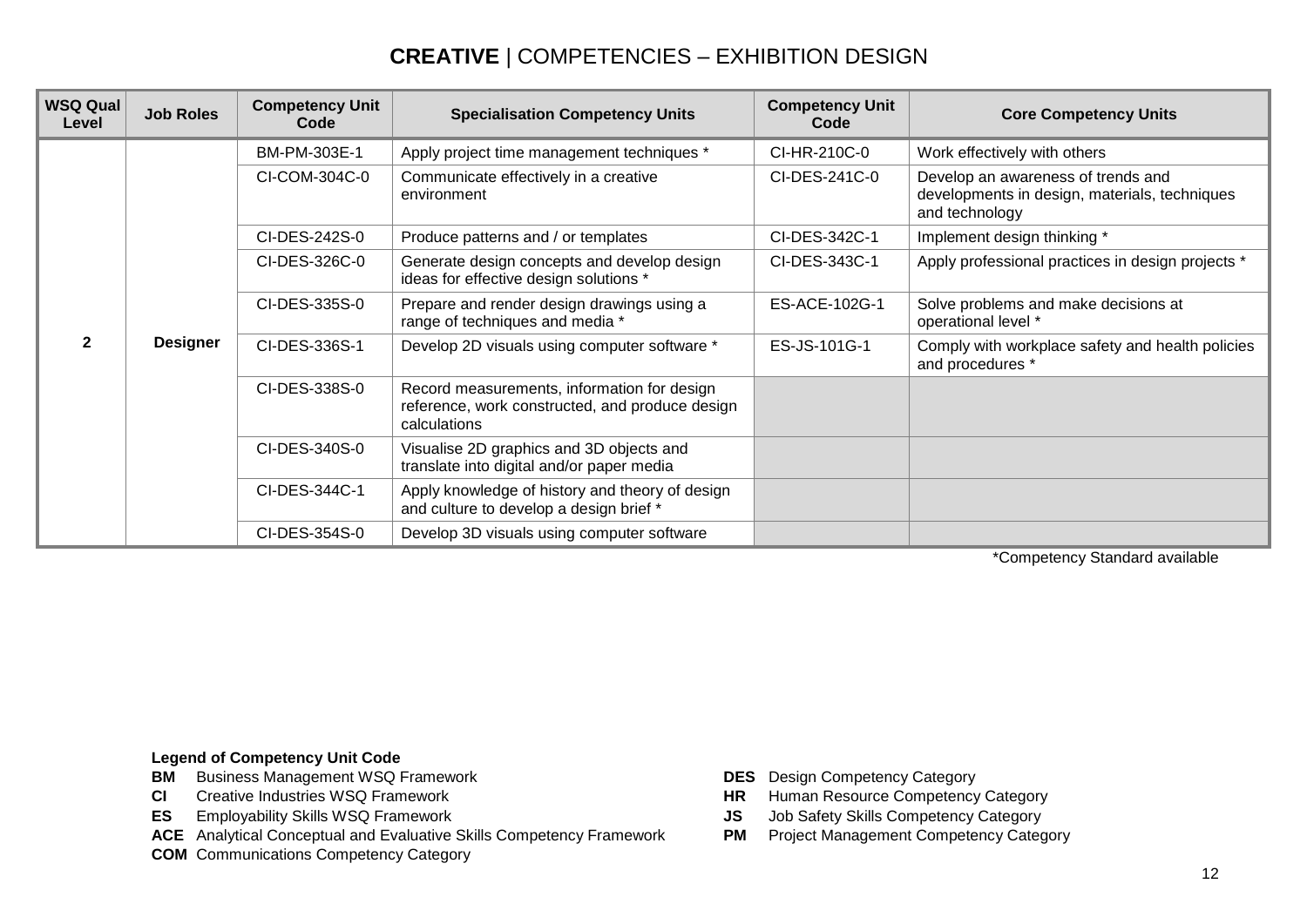# **CREATIVE** | COMPETENCIES – EXHIBITION DESIGN

| WSQ Qual Level | Job Roles | Competency Unit Code | Specialisation Competency Units | Competency Unit Code | Core Competency Units |
|---|---|---|---|---|---|
| 2 | Designer | BM-PM-303E-1 | Apply project time management techniques * | CI-HR-210C-0 | Work effectively with others |
| | | CI-COM-304C-0 | Communicate effectively in a creative environment | CI-DES-241C-0 | Develop an awareness of trends and developments in design, materials, techniques and technology |
| | | CI-DES-242S-0 | Produce patterns and / or templates | CI-DES-342C-1 | Implement design thinking * |
| | | CI-DES-326C-0 | Generate design concepts and develop design ideas for effective design solutions * | CI-DES-343C-1 | Apply professional practices in design projects * |
| | | CI-DES-335S-0 | Prepare and render design drawings using a range of techniques and media * | ES-ACE-102G-1 | Solve problems and make decisions at operational level * |
| | | CI-DES-336S-1 | Develop 2D visuals using computer software * | ES-JS-101G-1 | Comply with workplace safety and health policies and procedures * |
| | | CI-DES-338S-0 | Record measurements, information for design reference, work constructed, and produce design calculations | | |
| | | CI-DES-340S-0 | Visualise 2D graphics and 3D objects and translate into digital and/or paper media | | |
| | | CI-DES-344C-1 | Apply knowledge of history and theory of design and culture to develop a design brief * | | |
| | | CI-DES-354S-0 | Develop 3D visuals using computer software | | |

*Competency Standard available

**Legend of Competency Unit Code**

**BM** Business Management WSQ Framework
**CI** Creative Industries WSQ Framework
**ES** Employability Skills WSQ Framework
**ACE** Analytical Conceptual and Evaluative Skills Competency Framework
**COM** Communications Competency Category
**DES** Design Competency Category
**HR** Human Resource Competency Category
**JS** Job Safety Skills Competency Category
**PM** Project Management Competency Category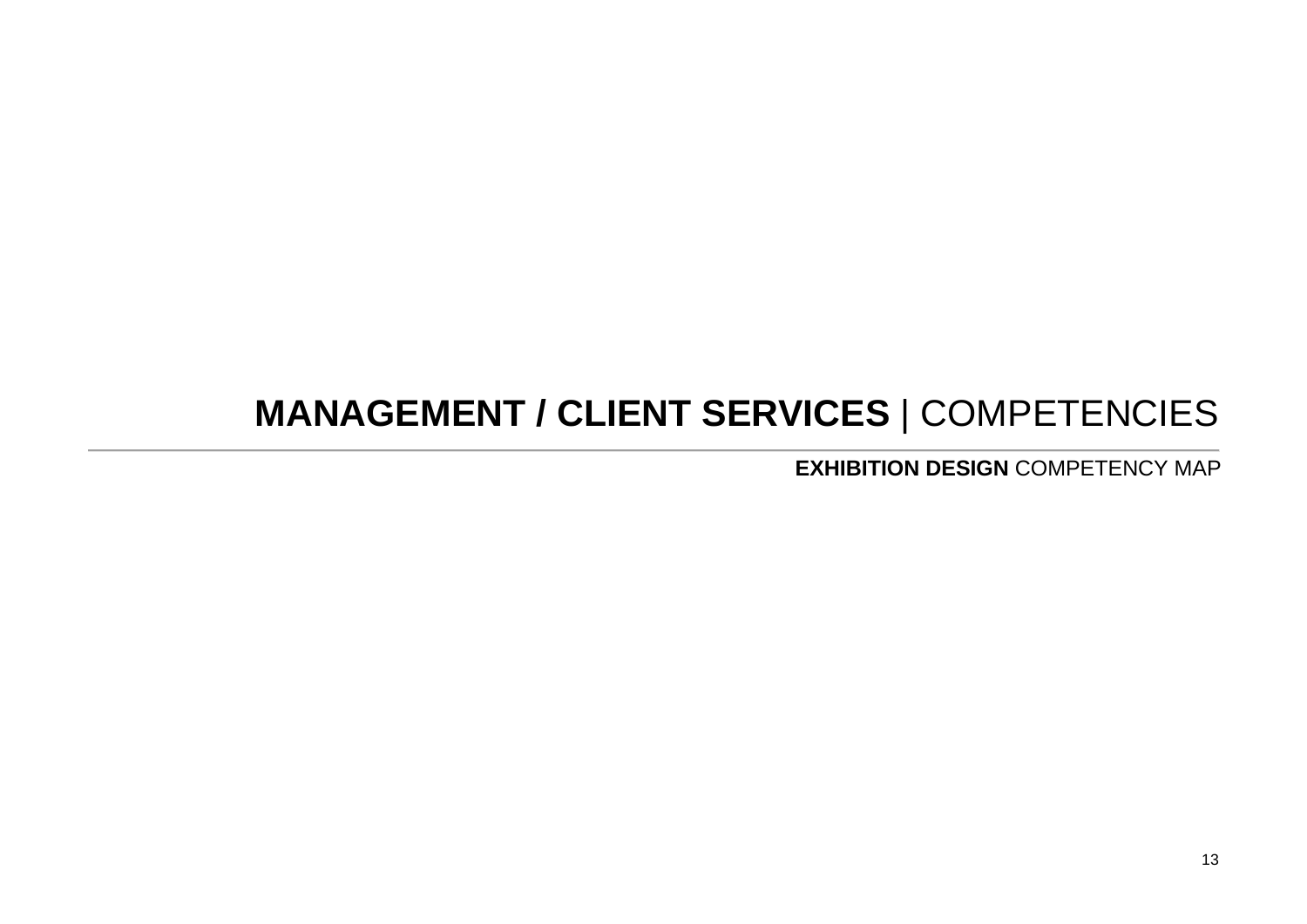# **MANAGEMENT / CLIENT SERVICES** | COMPETENCIES

**EXHIBITION DESIGN** COMPETENCY MAP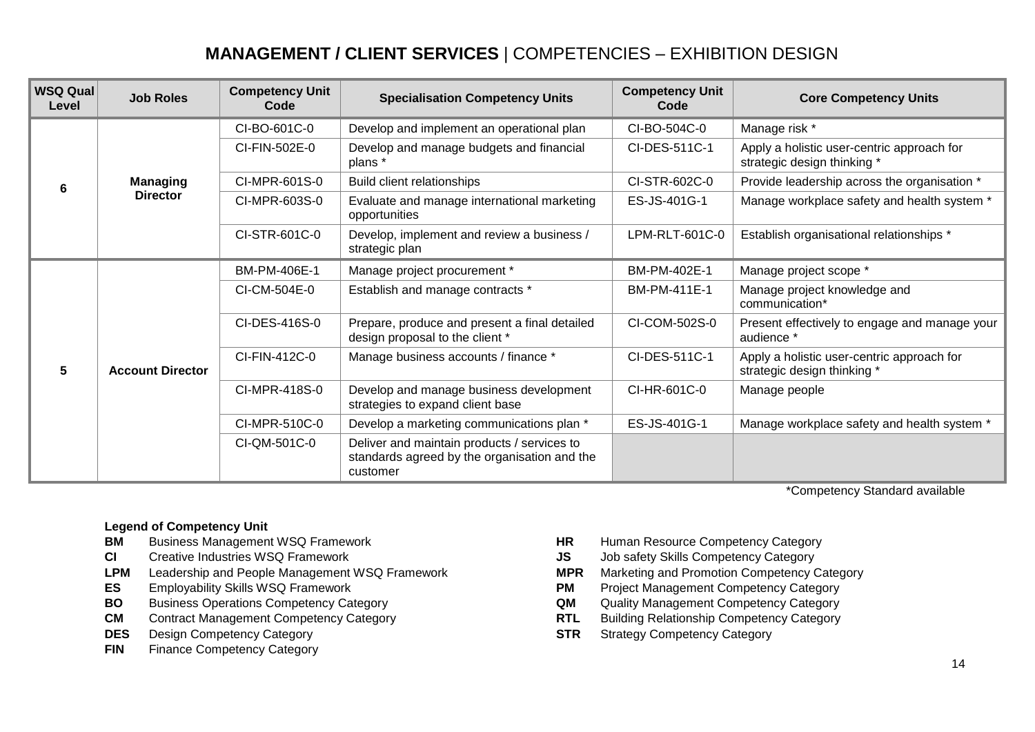# **MANAGEMENT / CLIENT SERVICES** | COMPETENCIES – EXHIBITION DESIGN

| WSQ Qual Level | Job Roles | Competency Unit Code | Specialisation Competency Units | Competency Unit Code | Core Competency Units |
|---|---|---|---|---|---|
| 6 | Managing Director | CI-BO-601C-0 | Develop and implement an operational plan | CI-BO-504C-0 | Manage risk * |
| | | CI-FIN-502E-0 | Develop and manage budgets and financial plans * | CI-DES-511C-1 | Apply a holistic user-centric approach for strategic design thinking * |
| | | CI-MPR-601S-0 | Build client relationships | CI-STR-602C-0 | Provide leadership across the organisation * |
| | | CI-MPR-603S-0 | Evaluate and manage international marketing opportunities | ES-JS-401G-1 | Manage workplace safety and health system * |
| | | CI-STR-601C-0 | Develop, implement and review a business / strategic plan | LPM-RLT-601C-0 | Establish organisational relationships * |
| 5 | Account Director | BM-PM-406E-1 | Manage project procurement * | BM-PM-402E-1 | Manage project scope * |
| | | CI-CM-504E-0 | Establish and manage contracts * | BM-PM-411E-1 | Manage project knowledge and communication* |
| | | CI-DES-416S-0 | Prepare, produce and present a final detailed design proposal to the client * | CI-COM-502S-0 | Present effectively to engage and manage your audience * |
| | | CI-FIN-412C-0 | Manage business accounts / finance * | CI-DES-511C-1 | Apply a holistic user-centric approach for strategic design thinking * |
| | | CI-MPR-418S-0 | Develop and manage business development strategies to expand client base | CI-HR-601C-0 | Manage people |
| | | CI-MPR-510C-0 | Develop a marketing communications plan * | ES-JS-401G-1 | Manage workplace safety and health system * |
| | | CI-QM-501C-0 | Deliver and maintain products / services to standards agreed by the organisation and the customer | | |

*Competency Standard available

**Legend of Competency Unit**

**BM** Business Management WSQ Framework
**CI** Creative Industries WSQ Framework
**LPM** Leadership and People Management WSQ Framework
**ES** Employability Skills WSQ Framework
**BO** Business Operations Competency Category
**CM** Contract Management Competency Category
**DES** Design Competency Category
**FIN** Finance Competency Category
**HR** Human Resource Competency Category
**JS** Job safety Skills Competency Category
**MPR** Marketing and Promotion Competency Category
**PM** Project Management Competency Category
**QM** Quality Management Competency Category
**RTL** Building Relationship Competency Category
**STR** Strategy Competency Category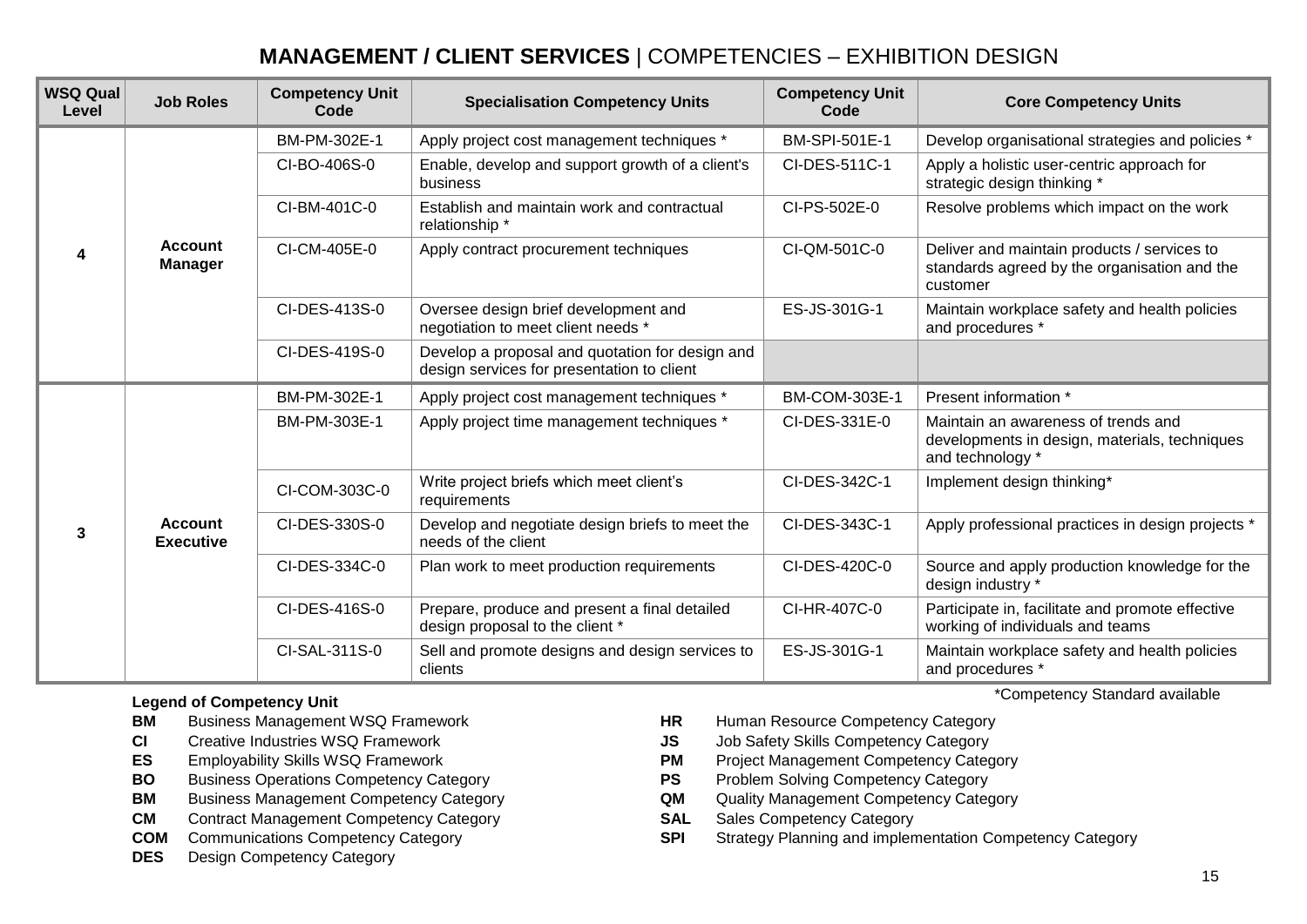# **MANAGEMENT / CLIENT SERVICES** | COMPETENCIES – EXHIBITION DESIGN

| WSQ Qual Level | Job Roles | Competency Unit Code | Specialisation Competency Units | Competency Unit Code | Core Competency Units |
|---|---|---|---|---|---|
| 4 | Account Manager | BM-PM-302E-1 | Apply project cost management techniques * | BM-SPI-501E-1 | Develop organisational strategies and policies * |
| | | CI-BO-406S-0 | Enable, develop and support growth of a client's business | CI-DES-511C-1 | Apply a holistic user-centric approach for strategic design thinking * |
| | | CI-BM-401C-0 | Establish and maintain work and contractual relationship * | CI-PS-502E-0 | Resolve problems which impact on the work |
| | | CI-CM-405E-0 | Apply contract procurement techniques | CI-QM-501C-0 | Deliver and maintain products / services to standards agreed by the organisation and the customer |
| | | CI-DES-413S-0 | Oversee design brief development and negotiation to meet client needs * | ES-JS-301G-1 | Maintain workplace safety and health policies and procedures * |
| | | CI-DES-419S-0 | Develop a proposal and quotation for design and design services for presentation to client | | |
| 3 | Account Executive | BM-PM-302E-1 | Apply project cost management techniques * | BM-COM-303E-1 | Present information * |
| | | BM-PM-303E-1 | Apply project time management techniques * | CI-DES-331E-0 | Maintain an awareness of trends and developments in design, materials, techniques and technology * |
| | | CI-COM-303C-0 | Write project briefs which meet client's requirements | CI-DES-342C-1 | Implement design thinking* |
| | | CI-DES-330S-0 | Develop and negotiate design briefs to meet the needs of the client | CI-DES-343C-1 | Apply professional practices in design projects * |
| | | CI-DES-334C-0 | Plan work to meet production requirements | CI-DES-420C-0 | Source and apply production knowledge for the design industry * |
| | | CI-DES-416S-0 | Prepare, produce and present a final detailed design proposal to the client * | CI-HR-407C-0 | Participate in, facilitate and promote effective working of individuals and teams |
| | | CI-SAL-311S-0 | Sell and promote designs and design services to clients | ES-JS-301G-1 | Maintain workplace safety and health policies and procedures * |

*Competency Standard available

**Legend of Competency Unit**

- **BM** Business Management WSQ Framework
- **CI** Creative Industries WSQ Framework
- **ES** Employability Skills WSQ Framework
- **BO** Business Operations Competency Category
- **BM** Business Management Competency Category
- **CM** Contract Management Competency Category
- **COM** Communications Competency Category
- **DES** Design Competency Category
- **HR** Human Resource Competency Category
- **JS** Job Safety Skills Competency Category
- **PM** Project Management Competency Category
- **PS** Problem Solving Competency Category
- **QM** Quality Management Competency Category
- **SAL** Sales Competency Category
- **SPI** Strategy Planning and implementation Competency Category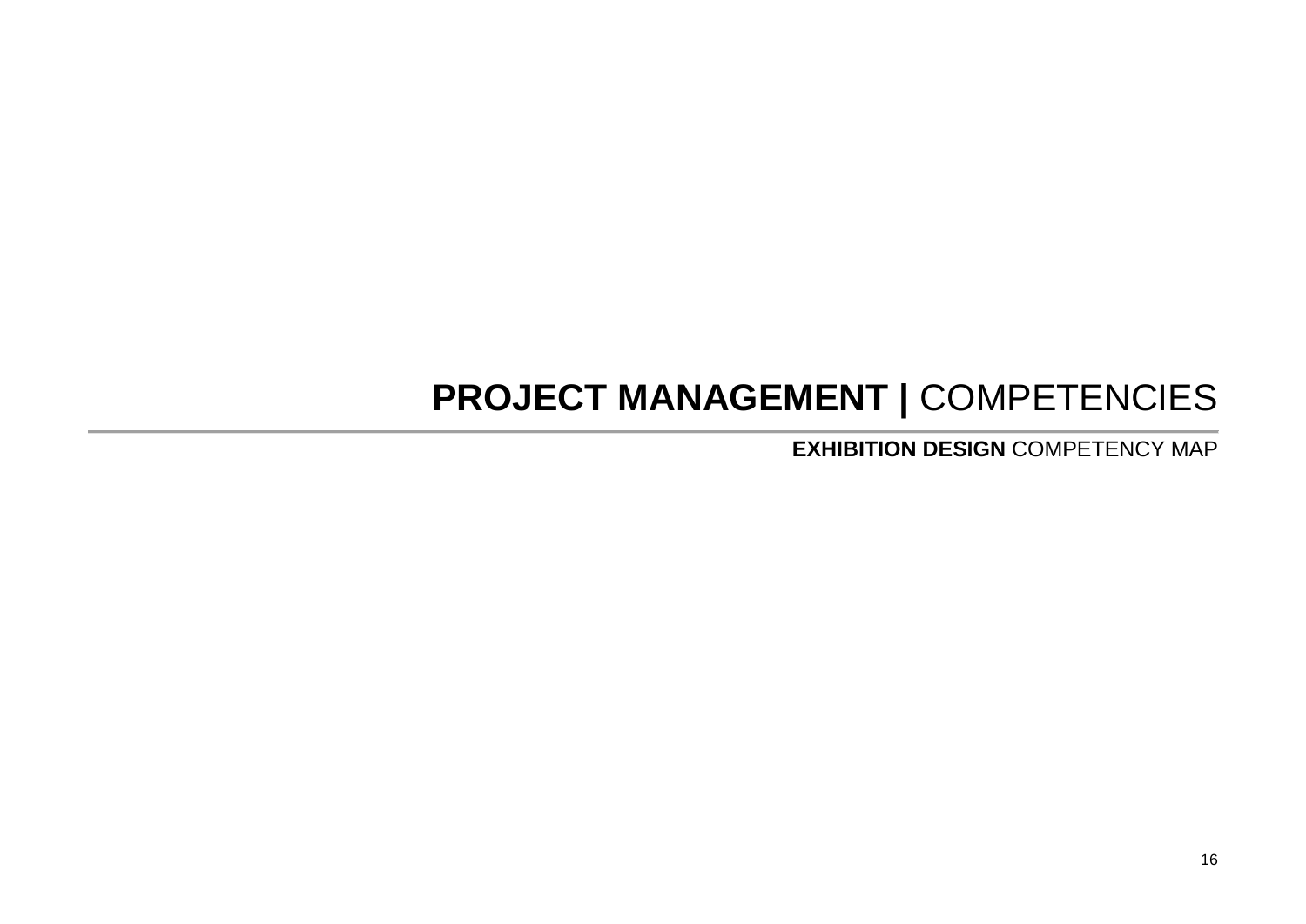# **PROJECT MANAGEMENT |** COMPETENCIES

**EXHIBITION DESIGN** COMPETENCY MAP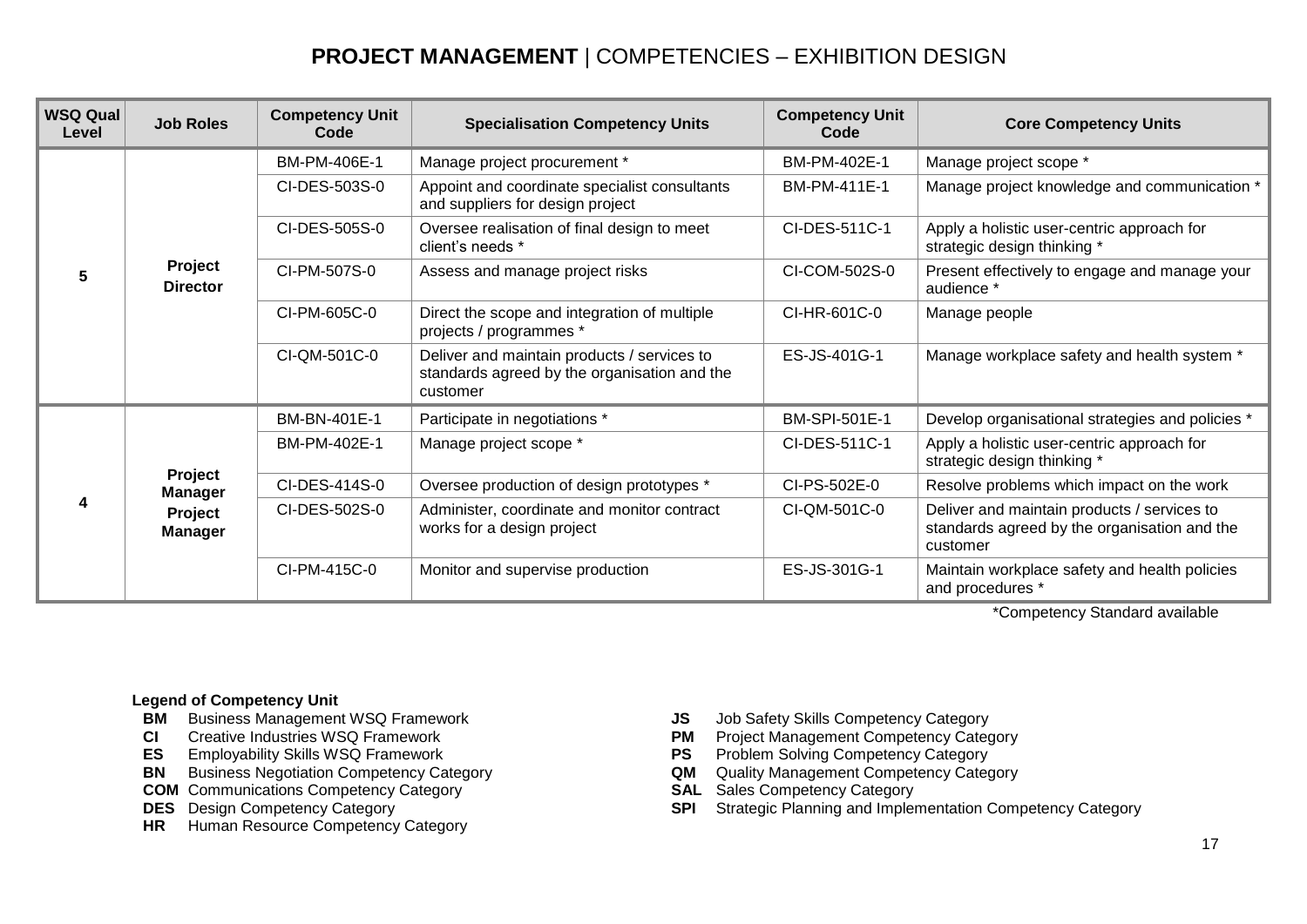# **PROJECT MANAGEMENT** | COMPETENCIES – EXHIBITION DESIGN

| WSQ Qual Level | Job Roles | Competency Unit Code | Specialisation Competency Units | Competency Unit Code | Core Competency Units |
|---|---|---|---|---|---|
| 5 | Project Director | BM-PM-406E-1 | Manage project procurement * | BM-PM-402E-1 | Manage project scope * |
| | | CI-DES-503S-0 | Appoint and coordinate specialist consultants and suppliers for design project | BM-PM-411E-1 | Manage project knowledge and communication * |
| | | CI-DES-505S-0 | Oversee realisation of final design to meet client's needs * | CI-DES-511C-1 | Apply a holistic user-centric approach for strategic design thinking * |
| | | CI-PM-507S-0 | Assess and manage project risks | CI-COM-502S-0 | Present effectively to engage and manage your audience * |
| | | CI-PM-605C-0 | Direct the scope and integration of multiple projects / programmes * | CI-HR-601C-0 | Manage people |
| | | CI-QM-501C-0 | Deliver and maintain products / services to standards agreed by the organisation and the customer | ES-JS-401G-1 | Manage workplace safety and health system * |
| 4 | Project Manager<br>Project Manager | BM-BN-401E-1 | Participate in negotiations * | BM-SPI-501E-1 | Develop organisational strategies and policies * |
| | | BM-PM-402E-1 | Manage project scope * | CI-DES-511C-1 | Apply a holistic user-centric approach for strategic design thinking * |
| | | CI-DES-414S-0 | Oversee production of design prototypes * | CI-PS-502E-0 | Resolve problems which impact on the work |
| | | CI-DES-502S-0 | Administer, coordinate and monitor contract works for a design project | CI-QM-501C-0 | Deliver and maintain products / services to standards agreed by the organisation and the customer |
| | | CI-PM-415C-0 | Monitor and supervise production | ES-JS-301G-1 | Maintain workplace safety and health policies and procedures * |

*Competency Standard available

**Legend of Competency Unit**

- **BM** Business Management WSQ Framework
- **CI** Creative Industries WSQ Framework
- **ES** Employability Skills WSQ Framework
- **BN** Business Negotiation Competency Category
- **COM** Communications Competency Category
- **DES** Design Competency Category
- **HR** Human Resource Competency Category
- **JS** Job Safety Skills Competency Category
- **PM** Project Management Competency Category
- **PS** Problem Solving Competency Category
- **QM** Quality Management Competency Category
- **SAL** Sales Competency Category
- **SPI** Strategic Planning and Implementation Competency Category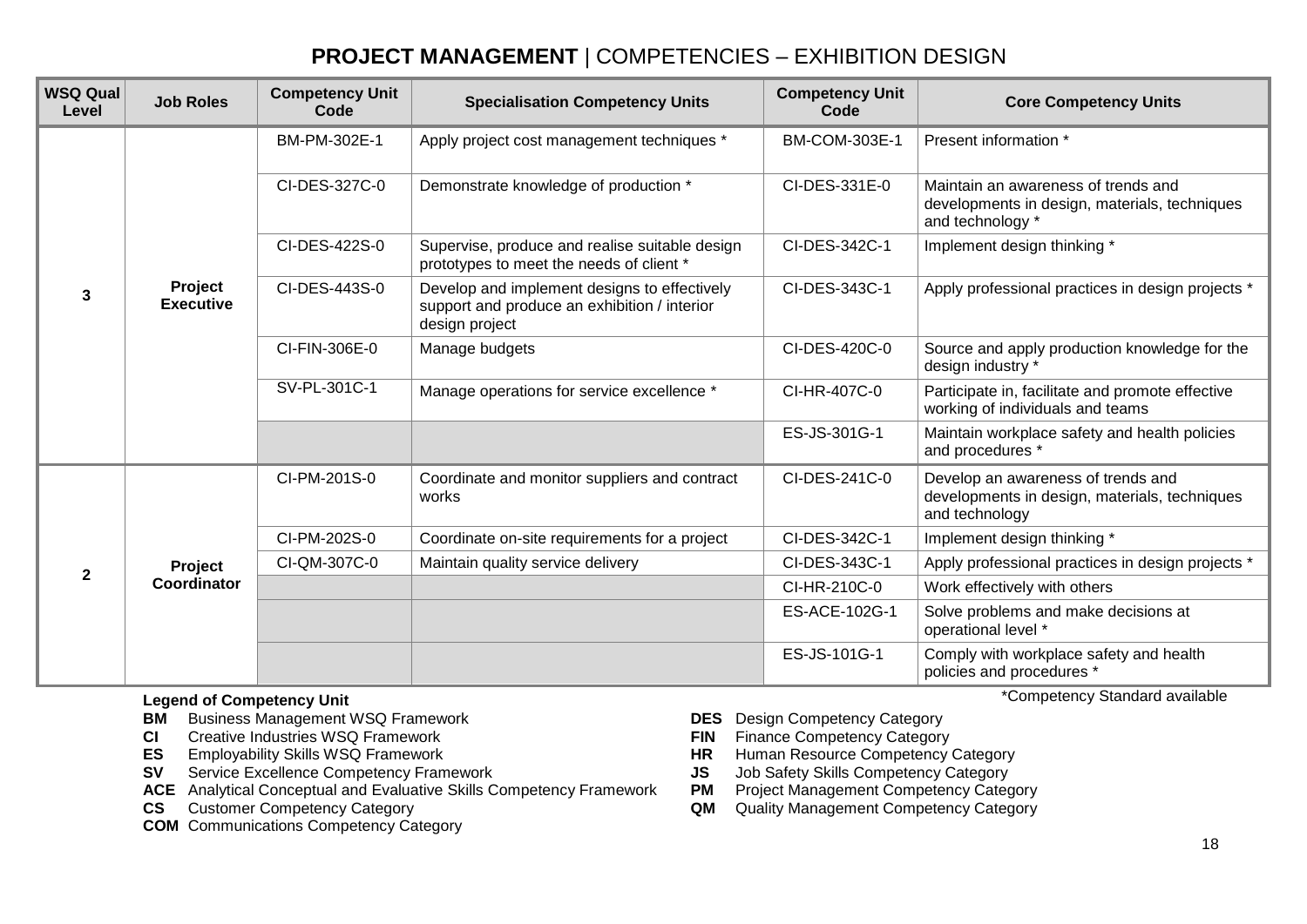# **PROJECT MANAGEMENT** | COMPETENCIES – EXHIBITION DESIGN

| WSQ Qual Level | Job Roles | Competency Unit Code | Specialisation Competency Units | Competency Unit Code | Core Competency Units |
|---|---|---|---|---|---|
| 3 | Project Executive | BM-PM-302E-1 | Apply project cost management techniques * | BM-COM-303E-1 | Present information * |
| | | CI-DES-327C-0 | Demonstrate knowledge of production * | CI-DES-331E-0 | Maintain an awareness of trends and developments in design, materials, techniques and technology * |
| | | CI-DES-422S-0 | Supervise, produce and realise suitable design prototypes to meet the needs of client * | CI-DES-342C-1 | Implement design thinking * |
| | | CI-DES-443S-0 | Develop and implement designs to effectively support and produce an exhibition / interior design project | CI-DES-343C-1 | Apply professional practices in design projects * |
| | | CI-FIN-306E-0 | Manage budgets | CI-DES-420C-0 | Source and apply production knowledge for the design industry * |
| | | SV-PL-301C-1 | Manage operations for service excellence * | CI-HR-407C-0 | Participate in, facilitate and promote effective working of individuals and teams |
| | | | | ES-JS-301G-1 | Maintain workplace safety and health policies and procedures * |
| 2 | Project Coordinator | CI-PM-201S-0 | Coordinate and monitor suppliers and contract works | CI-DES-241C-0 | Develop an awareness of trends and developments in design, materials, techniques and technology |
| | | CI-PM-202S-0 | Coordinate on-site requirements for a project | CI-DES-342C-1 | Implement design thinking * |
| | | CI-QM-307C-0 | Maintain quality service delivery | CI-DES-343C-1 | Apply professional practices in design projects * |
| | | | | CI-HR-210C-0 | Work effectively with others |
| | | | | ES-ACE-102G-1 | Solve problems and make decisions at operational level * |
| | | | | ES-JS-101G-1 | Comply with workplace safety and health policies and procedures * |

\*Competency Standard available

**Legend of Competency Unit**

- **BM** Business Management WSQ Framework
- **CI** Creative Industries WSQ Framework
- **ES** Employability Skills WSQ Framework
- **SV** Service Excellence Competency Framework
- **ACE** Analytical Conceptual and Evaluative Skills Competency Framework
- **CS** Customer Competency Category
- **COM** Communications Competency Category
- **DES** Design Competency Category
- **FIN** Finance Competency Category
- **HR** Human Resource Competency Category
- **JS** Job Safety Skills Competency Category
- **PM** Project Management Competency Category
- **QM** Quality Management Competency Category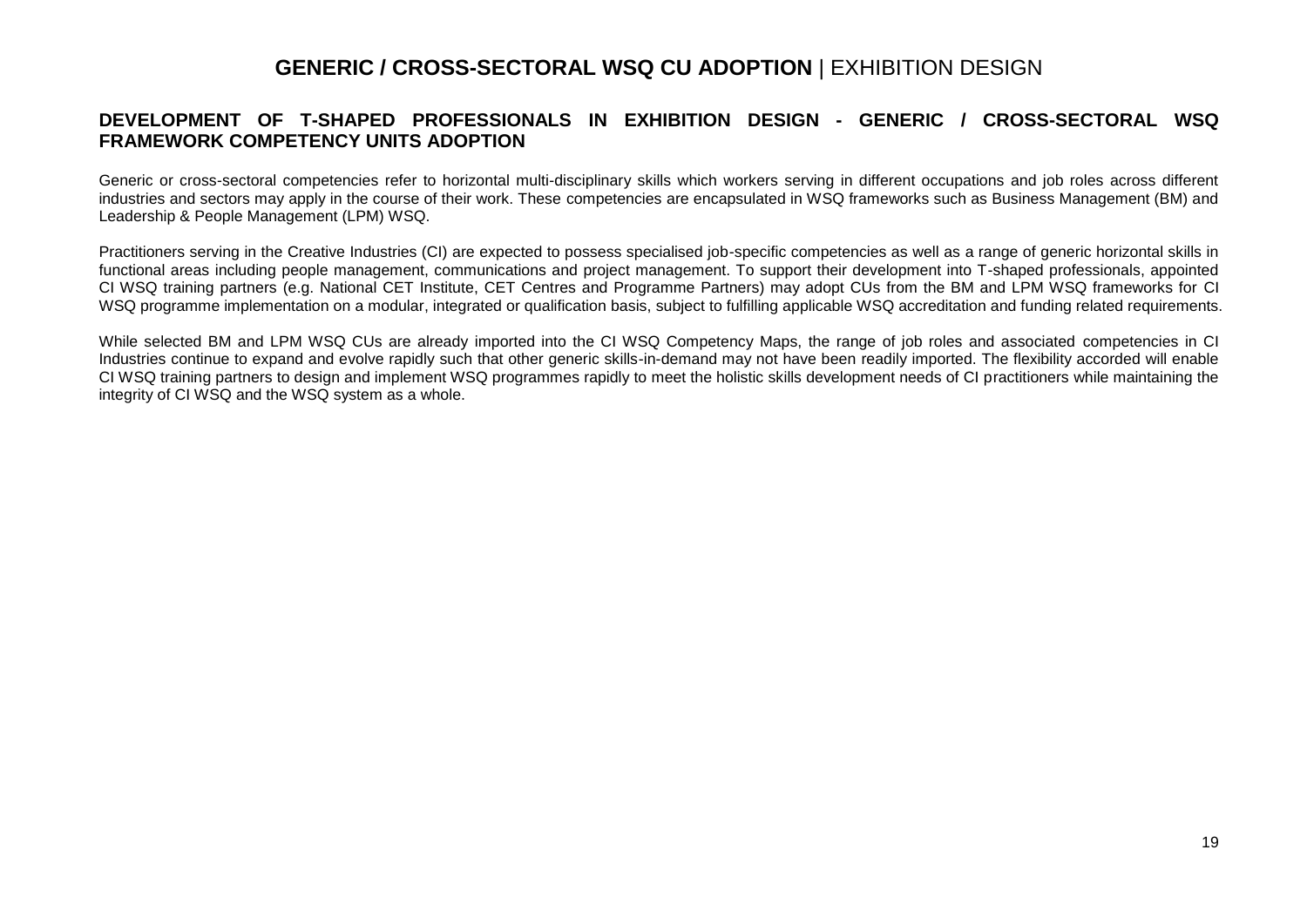# **GENERIC / CROSS-SECTORAL WSQ CU ADOPTION** | EXHIBITION DESIGN

## DEVELOPMENT OF T-SHAPED PROFESSIONALS IN EXHIBITION DESIGN - GENERIC / CROSS-SECTORAL WSQ FRAMEWORK COMPETENCY UNITS ADOPTION

Generic or cross-sectoral competencies refer to horizontal multi-disciplinary skills which workers serving in different occupations and job roles across different industries and sectors may apply in the course of their work. These competencies are encapsulated in WSQ frameworks such as Business Management (BM) and Leadership & People Management (LPM) WSQ.

Practitioners serving in the Creative Industries (CI) are expected to possess specialised job-specific competencies as well as a range of generic horizontal skills in functional areas including people management, communications and project management. To support their development into T-shaped professionals, appointed CI WSQ training partners (e.g. National CET Institute, CET Centres and Programme Partners) may adopt CUs from the BM and LPM WSQ frameworks for CI WSQ programme implementation on a modular, integrated or qualification basis, subject to fulfilling applicable WSQ accreditation and funding related requirements.

While selected BM and LPM WSQ CUs are already imported into the CI WSQ Competency Maps, the range of job roles and associated competencies in CI Industries continue to expand and evolve rapidly such that other generic skills-in-demand may not have been readily imported. The flexibility accorded will enable CI WSQ training partners to design and implement WSQ programmes rapidly to meet the holistic skills development needs of CI practitioners while maintaining the integrity of CI WSQ and the WSQ system as a whole.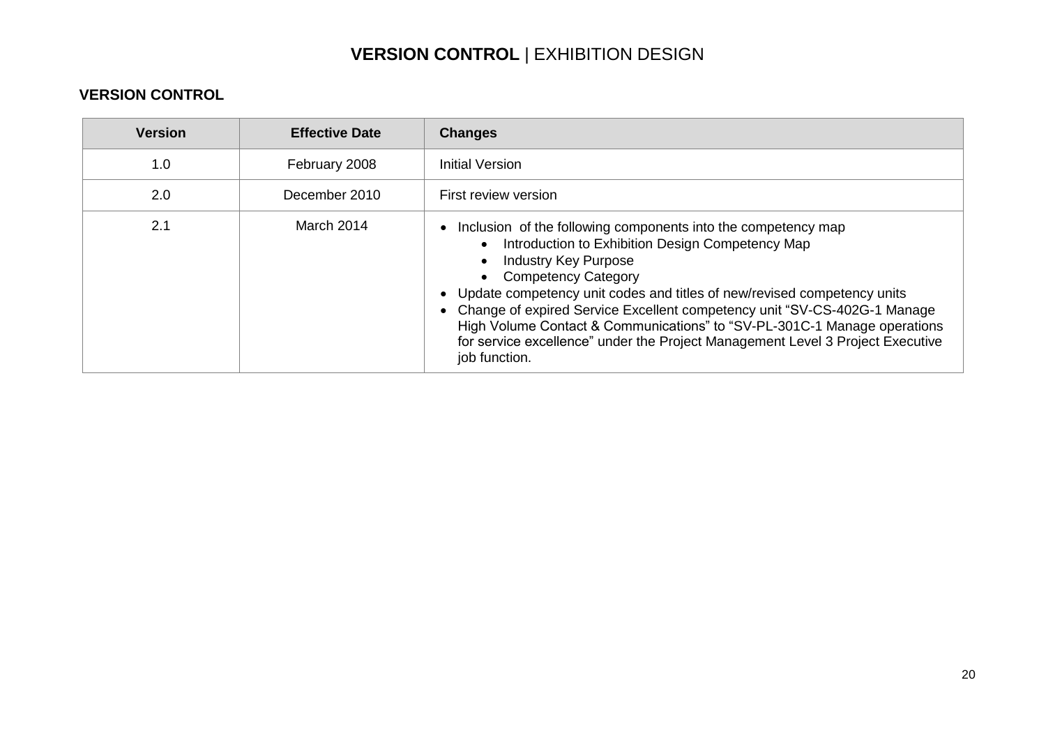# **VERSION CONTROL** | EXHIBITION DESIGN

## VERSION CONTROL

| Version | Effective Date | Changes |
|---|---|---|
| 1.0 | February 2008 | Initial Version |
| 2.0 | December 2010 | First review version |
| 2.1 | March 2014 | • Inclusion of the following components into the competency map<br>&nbsp;&nbsp;&nbsp;&nbsp;• Introduction to Exhibition Design Competency Map<br>&nbsp;&nbsp;&nbsp;&nbsp;• Industry Key Purpose<br>&nbsp;&nbsp;&nbsp;&nbsp;• Competency Category<br>• Update competency unit codes and titles of new/revised competency units<br>• Change of expired Service Excellent competency unit "SV-CS-402G-1 Manage High Volume Contact & Communications" to "SV-PL-301C-1 Manage operations for service excellence" under the Project Management Level 3 Project Executive job function. |